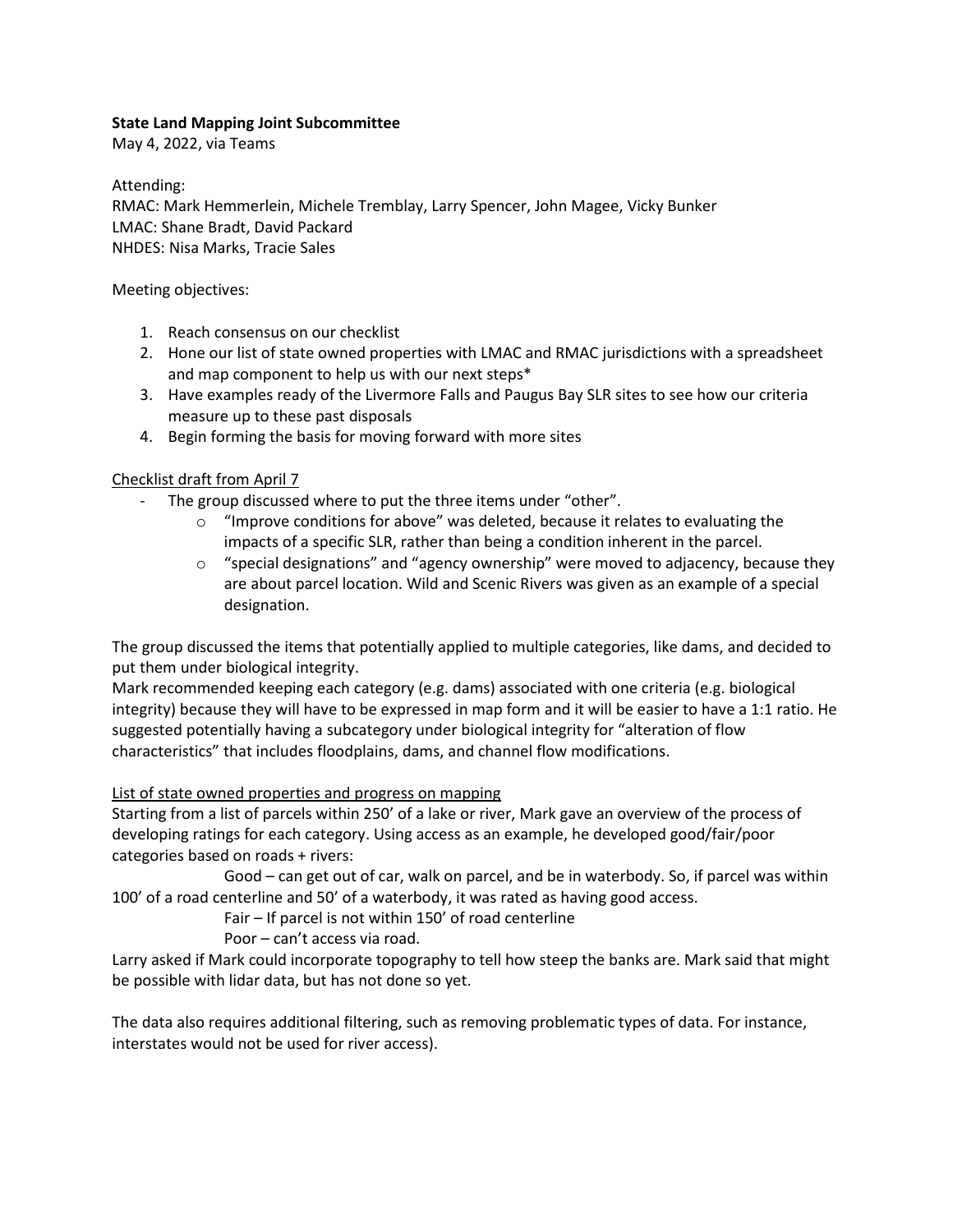**State Land Mapping Joint Subcommittee**
May 4, 2022, via Teams

Attending:
RMAC: Mark Hemmerlein, Michele Tremblay, Larry Spencer, John Magee, Vicky Bunker
LMAC: Shane Bradt, David Packard
NHDES: Nisa Marks, Tracie Sales

Meeting objectives:

1. Reach consensus on our checklist
2. Hone our list of state owned properties with LMAC and RMAC jurisdictions with a spreadsheet and map component to help us with our next steps*
3. Have examples ready of the Livermore Falls and Paugus Bay SLR sites to see how our criteria measure up to these past disposals
4. Begin forming the basis for moving forward with more sites

<u>Checklist draft from April 7</u>

- The group discussed where to put the three items under "other".
    - "Improve conditions for above" was deleted, because it relates to evaluating the impacts of a specific SLR, rather than being a condition inherent in the parcel.
    - "special designations" and "agency ownership" were moved to adjacency, because they are about parcel location. Wild and Scenic Rivers was given as an example of a special designation.

The group discussed the items that potentially applied to multiple categories, like dams, and decided to put them under biological integrity.
Mark recommended keeping each category (e.g. dams) associated with one criteria (e.g. biological integrity) because they will have to be expressed in map form and it will be easier to have a 1:1 ratio. He suggested potentially having a subcategory under biological integrity for "alteration of flow characteristics" that includes floodplains, dams, and channel flow modifications.

<u>List of state owned properties and progress on mapping</u>
Starting from a list of parcels within 250' of a lake or river, Mark gave an overview of the process of developing ratings for each category. Using access as an example, he developed good/fair/poor categories based on roads + rivers:

Good – can get out of car, walk on parcel, and be in waterbody. So, if parcel was within 100' of a road centerline and 50' of a waterbody, it was rated as having good access.

Fair – If parcel is not within 150' of road centerline

Poor – can't access via road.

Larry asked if Mark could incorporate topography to tell how steep the banks are. Mark said that might be possible with lidar data, but has not done so yet.

The data also requires additional filtering, such as removing problematic types of data. For instance, interstates would not be used for river access).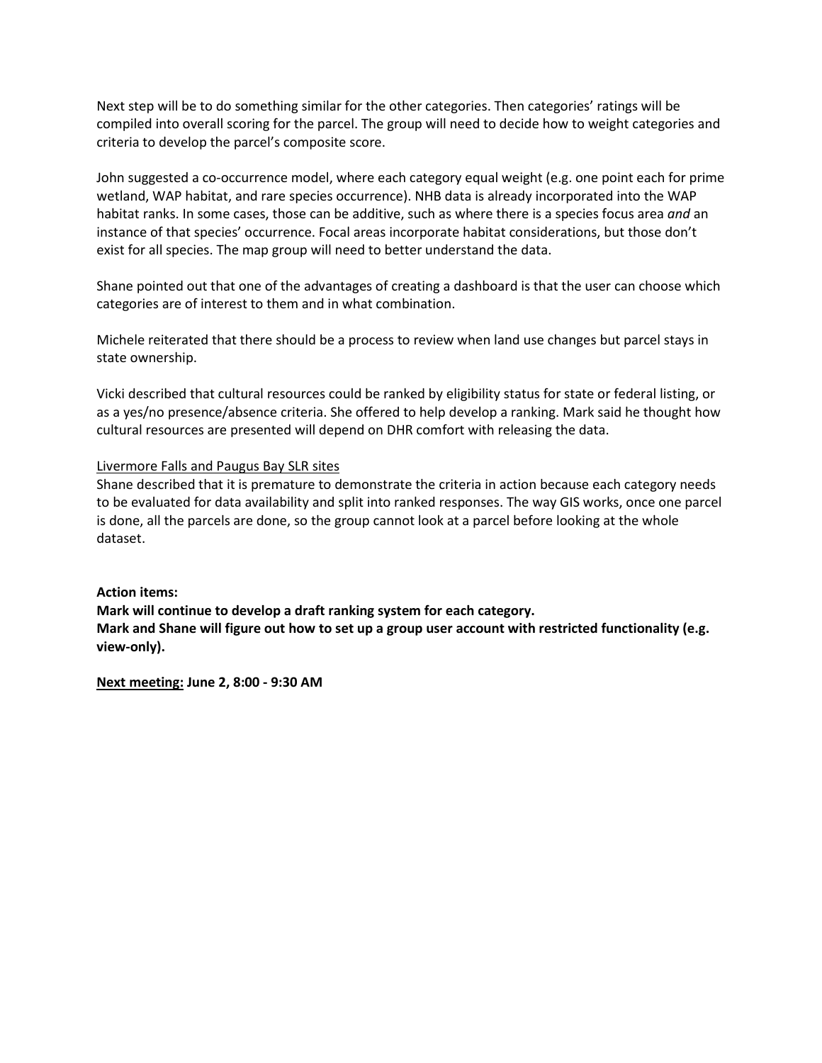Next step will be to do something similar for the other categories. Then categories' ratings will be compiled into overall scoring for the parcel. The group will need to decide how to weight categories and criteria to develop the parcel's composite score.

John suggested a co-occurrence model, where each category equal weight (e.g. one point each for prime wetland, WAP habitat, and rare species occurrence). NHB data is already incorporated into the WAP habitat ranks. In some cases, those can be additive, such as where there is a species focus area *and* an instance of that species' occurrence. Focal areas incorporate habitat considerations, but those don't exist for all species. The map group will need to better understand the data.

Shane pointed out that one of the advantages of creating a dashboard is that the user can choose which categories are of interest to them and in what combination.

Michele reiterated that there should be a process to review when land use changes but parcel stays in state ownership.

Vicki described that cultural resources could be ranked by eligibility status for state or federal listing, or as a yes/no presence/absence criteria. She offered to help develop a ranking. Mark said he thought how cultural resources are presented will depend on DHR comfort with releasing the data.

<u>Livermore Falls and Paugus Bay SLR sites</u>

Shane described that it is premature to demonstrate the criteria in action because each category needs to be evaluated for data availability and split into ranked responses. The way GIS works, once one parcel is done, all the parcels are done, so the group cannot look at a parcel before looking at the whole dataset.

**Action items:**

**Mark will continue to develop a draft ranking system for each category.**

**Mark and Shane will figure out how to set up a group user account with restricted functionality (e.g. view-only).**

**<u>Next meeting:</u> June 2, 8:00 - 9:30 AM**